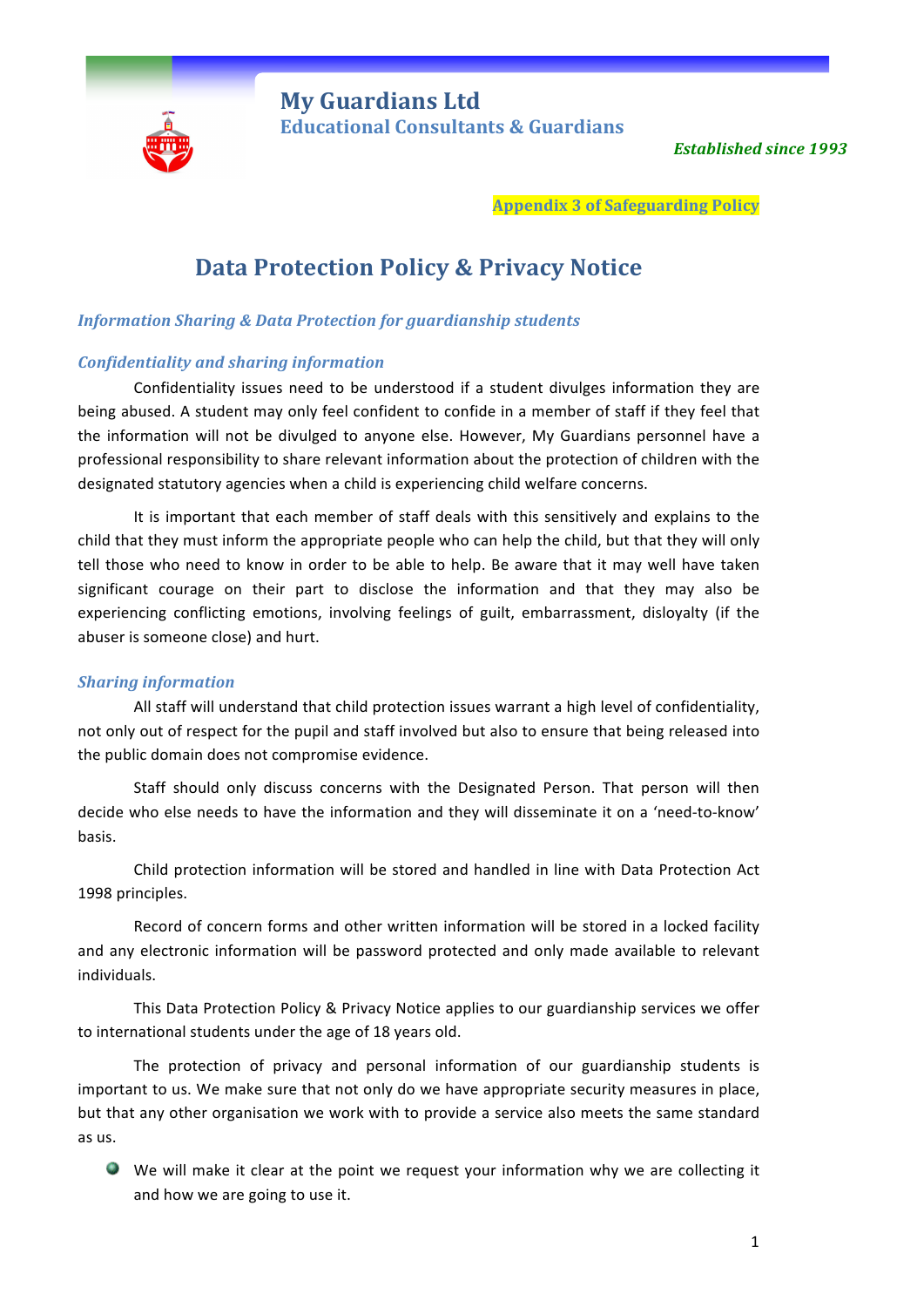**My Guardians Ltd**
**Educational Consultants & Guardians**

*Established since 1993*

**Appendix 3 of Safeguarding Policy**

# Data Protection Policy & Privacy Notice

### *Information Sharing & Data Protection for guardianship students*

### *Confidentiality and sharing information*

Confidentiality issues need to be understood if a student divulges information they are being abused. A student may only feel confident to confide in a member of staff if they feel that the information will not be divulged to anyone else. However, My Guardians personnel have a professional responsibility to share relevant information about the protection of children with the designated statutory agencies when a child is experiencing child welfare concerns.

It is important that each member of staff deals with this sensitively and explains to the child that they must inform the appropriate people who can help the child, but that they will only tell those who need to know in order to be able to help. Be aware that it may well have taken significant courage on their part to disclose the information and that they may also be experiencing conflicting emotions, involving feelings of guilt, embarrassment, disloyalty (if the abuser is someone close) and hurt.

### *Sharing information*

All staff will understand that child protection issues warrant a high level of confidentiality, not only out of respect for the pupil and staff involved but also to ensure that being released into the public domain does not compromise evidence.

Staff should only discuss concerns with the Designated Person. That person will then decide who else needs to have the information and they will disseminate it on a 'need-to-know' basis.

Child protection information will be stored and handled in line with Data Protection Act 1998 principles.

Record of concern forms and other written information will be stored in a locked facility and any electronic information will be password protected and only made available to relevant individuals.

This Data Protection Policy & Privacy Notice applies to our guardianship services we offer to international students under the age of 18 years old.

The protection of privacy and personal information of our guardianship students is important to us. We make sure that not only do we have appropriate security measures in place, but that any other organisation we work with to provide a service also meets the same standard as us.

- We will make it clear at the point we request your information why we are collecting it and how we are going to use it.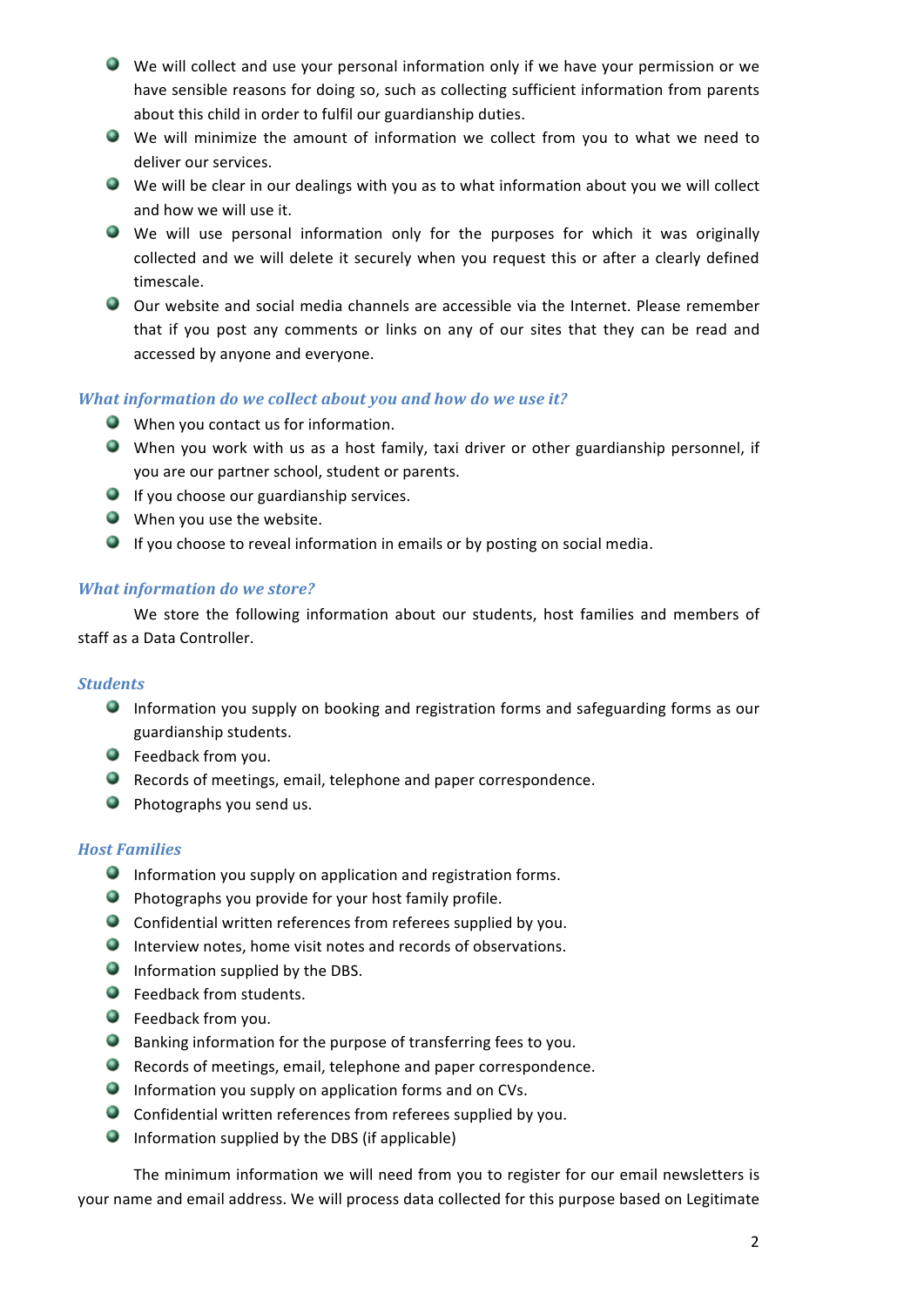- We will collect and use your personal information only if we have your permission or we have sensible reasons for doing so, such as collecting sufficient information from parents about this child in order to fulfil our guardianship duties.
- We will minimize the amount of information we collect from you to what we need to deliver our services.
- We will be clear in our dealings with you as to what information about you we will collect and how we will use it.
- We will use personal information only for the purposes for which it was originally collected and we will delete it securely when you request this or after a clearly defined timescale.
- Our website and social media channels are accessible via the Internet. Please remember that if you post any comments or links on any of our sites that they can be read and accessed by anyone and everyone.

### *What information do we collect about you and how do we use it?*

- When you contact us for information.
- When you work with us as a host family, taxi driver or other guardianship personnel, if you are our partner school, student or parents.
- If you choose our guardianship services.
- When you use the website.
- If you choose to reveal information in emails or by posting on social media.

### *What information do we store?*

We store the following information about our students, host families and members of staff as a Data Controller.

#### *Students*

- Information you supply on booking and registration forms and safeguarding forms as our guardianship students.
- Feedback from you.
- Records of meetings, email, telephone and paper correspondence.
- Photographs you send us.

#### *Host Families*

- Information you supply on application and registration forms.
- Photographs you provide for your host family profile.
- Confidential written references from referees supplied by you.
- Interview notes, home visit notes and records of observations.
- Information supplied by the DBS.
- Feedback from students.
- Feedback from you.
- Banking information for the purpose of transferring fees to you.
- Records of meetings, email, telephone and paper correspondence.
- Information you supply on application forms and on CVs.
- Confidential written references from referees supplied by you.
- Information supplied by the DBS (if applicable)

The minimum information we will need from you to register for our email newsletters is your name and email address. We will process data collected for this purpose based on Legitimate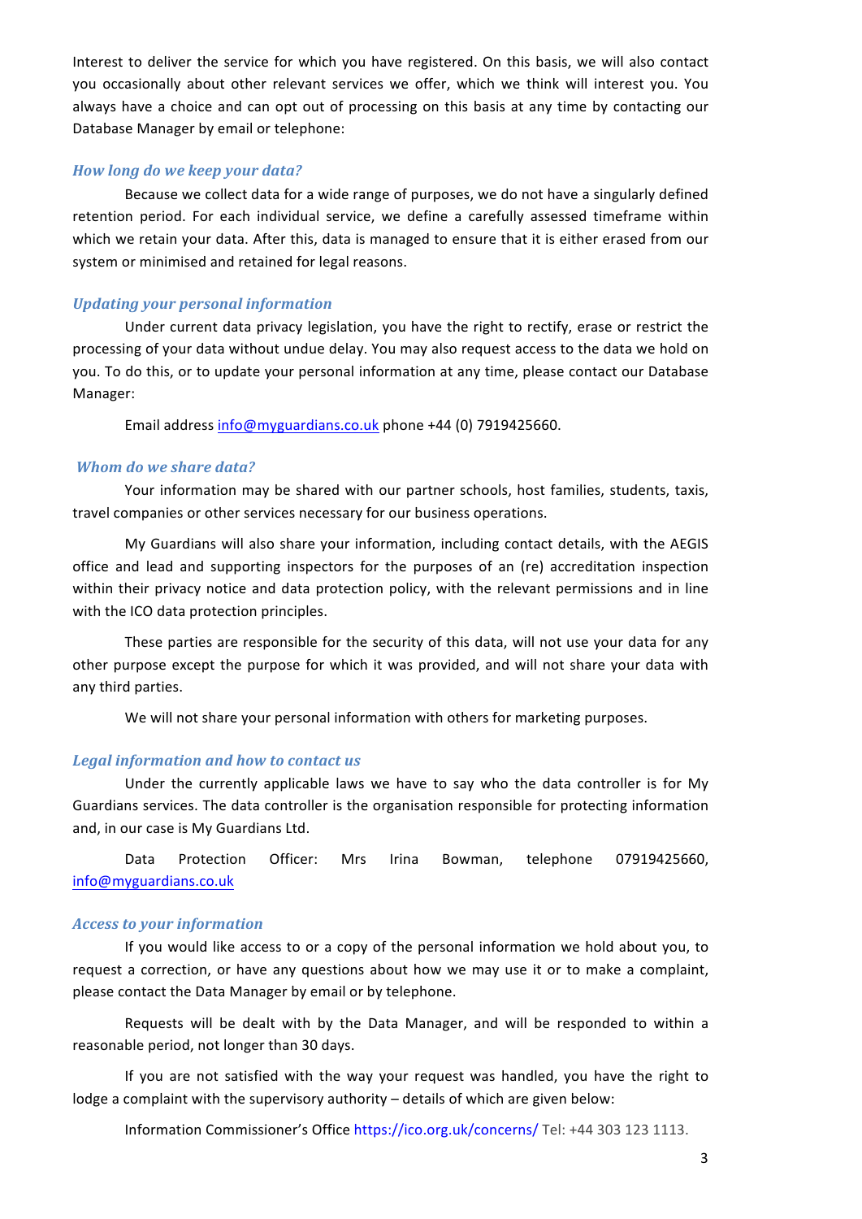Interest to deliver the service for which you have registered. On this basis, we will also contact you occasionally about other relevant services we offer, which we think will interest you. You always have a choice and can opt out of processing on this basis at any time by contacting our Database Manager by email or telephone:

### *How long do we keep your data?*

Because we collect data for a wide range of purposes, we do not have a singularly defined retention period. For each individual service, we define a carefully assessed timeframe within which we retain your data. After this, data is managed to ensure that it is either erased from our system or minimised and retained for legal reasons.

### *Updating your personal information*

Under current data privacy legislation, you have the right to rectify, erase or restrict the processing of your data without undue delay. You may also request access to the data we hold on you. To do this, or to update your personal information at any time, please contact our Database Manager:

Email address info@myguardians.co.uk phone +44 (0) 7919425660.

### *Whom do we share data?*

Your information may be shared with our partner schools, host families, students, taxis, travel companies or other services necessary for our business operations.

My Guardians will also share your information, including contact details, with the AEGIS office and lead and supporting inspectors for the purposes of an (re) accreditation inspection within their privacy notice and data protection policy, with the relevant permissions and in line with the ICO data protection principles.

These parties are responsible for the security of this data, will not use your data for any other purpose except the purpose for which it was provided, and will not share your data with any third parties.

We will not share your personal information with others for marketing purposes.

### *Legal information and how to contact us*

Under the currently applicable laws we have to say who the data controller is for My Guardians services. The data controller is the organisation responsible for protecting information and, in our case is My Guardians Ltd.

Data Protection Officer: Mrs Irina Bowman, telephone 07919425660, info@myguardians.co.uk

### *Access to your information*

If you would like access to or a copy of the personal information we hold about you, to request a correction, or have any questions about how we may use it or to make a complaint, please contact the Data Manager by email or by telephone.

Requests will be dealt with by the Data Manager, and will be responded to within a reasonable period, not longer than 30 days.

If you are not satisfied with the way your request was handled, you have the right to lodge a complaint with the supervisory authority – details of which are given below:

Information Commissioner's Office https://ico.org.uk/concerns/ Tel: +44 303 123 1113.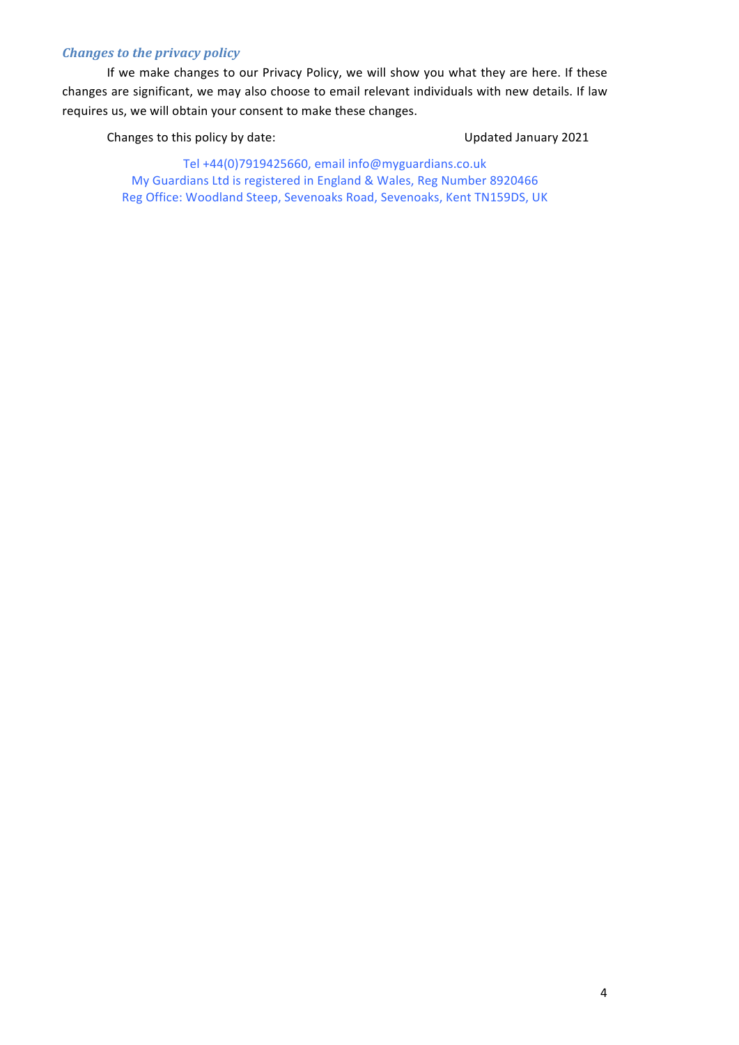### *Changes to the privacy policy*

If we make changes to our Privacy Policy, we will show you what they are here. If these changes are significant, we may also choose to email relevant individuals with new details. If law requires us, we will obtain your consent to make these changes.

Changes to this policy by date: Updated January 2021

Tel +44(0)7919425660, email info@myguardians.co.uk
My Guardians Ltd is registered in England & Wales, Reg Number 8920466
Reg Office: Woodland Steep, Sevenoaks Road, Sevenoaks, Kent TN159DS, UK